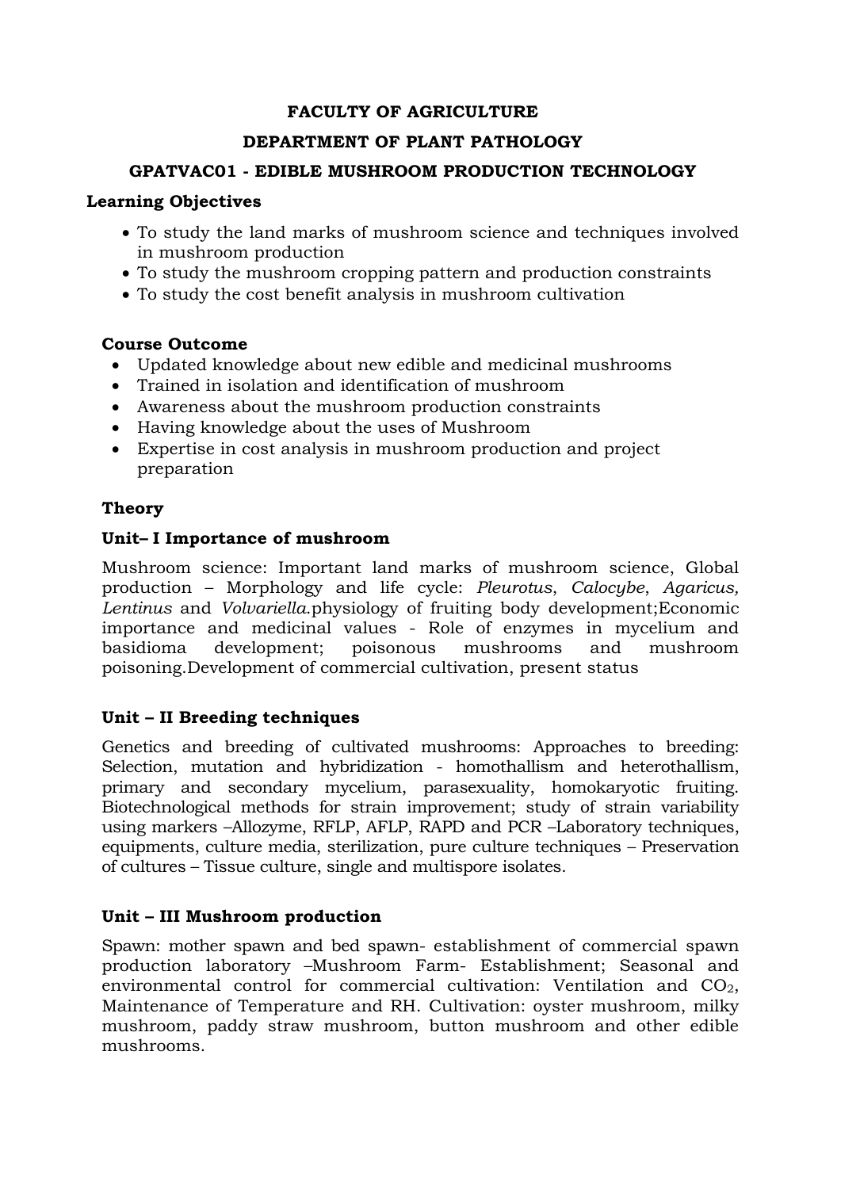# FACULTY OF AGRICULTURE

## DEPARTMENT OF PLANT PATHOLOGY

## GPATVAC01 - EDIBLE MUSHROOM PRODUCTION TECHNOLOGY

**Learning Objectives**

- To study the land marks of mushroom science and techniques involved in mushroom production
- To study the mushroom cropping pattern and production constraints
- To study the cost benefit analysis in mushroom cultivation

**Course Outcome**

- Updated knowledge about new edible and medicinal mushrooms
- Trained in isolation and identification of mushroom
- Awareness about the mushroom production constraints
- Having knowledge about the uses of Mushroom
- Expertise in cost analysis in mushroom production and project preparation

**Theory**

**Unit– I Importance of mushroom**

Mushroom science: Important land marks of mushroom science, Global production – Morphology and life cycle: *Pleurotus*, *Calocybe*, *Agaricus, Lentinus* and *Volvariella*.physiology of fruiting body development;Economic importance and medicinal values - Role of enzymes in mycelium and basidioma development; poisonous mushrooms and mushroom poisoning.Development of commercial cultivation, present status

**Unit – II Breeding techniques**

Genetics and breeding of cultivated mushrooms: Approaches to breeding: Selection, mutation and hybridization - homothallism and heterothallism, primary and secondary mycelium, parasexuality, homokaryotic fruiting. Biotechnological methods for strain improvement; study of strain variability using markers –Allozyme, RFLP, AFLP, RAPD and PCR –Laboratory techniques, equipments, culture media, sterilization, pure culture techniques – Preservation of cultures – Tissue culture, single and multispore isolates.

**Unit – III Mushroom production**

Spawn: mother spawn and bed spawn- establishment of commercial spawn production laboratory –Mushroom Farm- Establishment; Seasonal and environmental control for commercial cultivation: Ventilation and $CO_2$, Maintenance of Temperature and RH. Cultivation: oyster mushroom, milky mushroom, paddy straw mushroom, button mushroom and other edible mushrooms.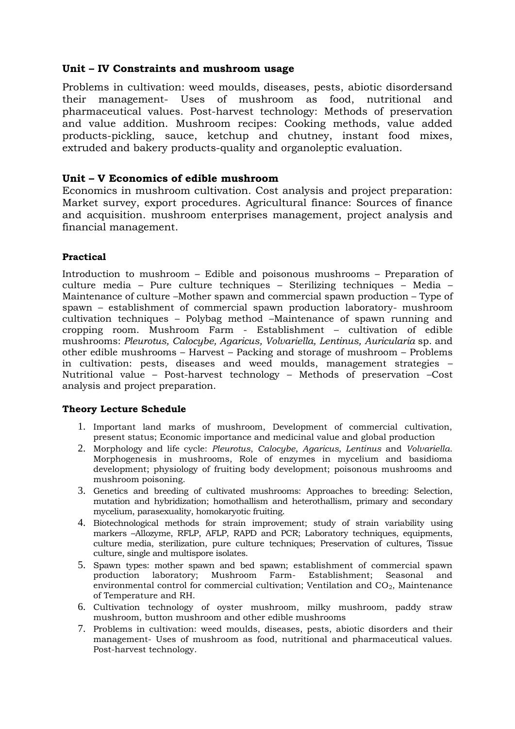### Unit – IV Constraints and mushroom usage

Problems in cultivation: weed moulds, diseases, pests, abiotic disordersand their management- Uses of mushroom as food, nutritional and pharmaceutical values. Post-harvest technology: Methods of preservation and value addition. Mushroom recipes: Cooking methods, value added products-pickling, sauce, ketchup and chutney, instant food mixes, extruded and bakery products-quality and organoleptic evaluation.

### Unit – V Economics of edible mushroom

Economics in mushroom cultivation. Cost analysis and project preparation: Market survey, export procedures. Agricultural finance: Sources of finance and acquisition. mushroom enterprises management, project analysis and financial management.

### Practical

Introduction to mushroom – Edible and poisonous mushrooms – Preparation of culture media – Pure culture techniques – Sterilizing techniques – Media – Maintenance of culture –Mother spawn and commercial spawn production – Type of spawn – establishment of commercial spawn production laboratory- mushroom cultivation techniques – Polybag method –Maintenance of spawn running and cropping room. Mushroom Farm - Establishment – cultivation of edible mushrooms: *Pleurotus, Calocybe, Agaricus, Volvariella, Lentinus, Auricularia* sp. and other edible mushrooms – Harvest – Packing and storage of mushroom – Problems in cultivation: pests, diseases and weed moulds, management strategies – Nutritional value – Post-harvest technology – Methods of preservation –Cost analysis and project preparation.

### Theory Lecture Schedule

1. Important land marks of mushroom, Development of commercial cultivation, present status; Economic importance and medicinal value and global production
2. Morphology and life cycle: *Pleurotus*, *Calocybe*, *Agaricus, Lentinus* and *Volvariella*. Morphogenesis in mushrooms, Role of enzymes in mycelium and basidioma development; physiology of fruiting body development; poisonous mushrooms and mushroom poisoning.
3. Genetics and breeding of cultivated mushrooms: Approaches to breeding: Selection, mutation and hybridization; homothallism and heterothallism, primary and secondary mycelium, parasexuality, homokaryotic fruiting.
4. Biotechnological methods for strain improvement; study of strain variability using markers –Allozyme, RFLP, AFLP, RAPD and PCR; Laboratory techniques, equipments, culture media, sterilization, pure culture techniques; Preservation of cultures, Tissue culture, single and multispore isolates.
5. Spawn types: mother spawn and bed spawn; establishment of commercial spawn production laboratory; Mushroom Farm- Establishment; Seasonal and environmental control for commercial cultivation; Ventilation and $CO_2$, Maintenance of Temperature and RH.
6. Cultivation technology of oyster mushroom, milky mushroom, paddy straw mushroom, button mushroom and other edible mushrooms
7. Problems in cultivation: weed moulds, diseases, pests, abiotic disorders and their management- Uses of mushroom as food, nutritional and pharmaceutical values. Post-harvest technology.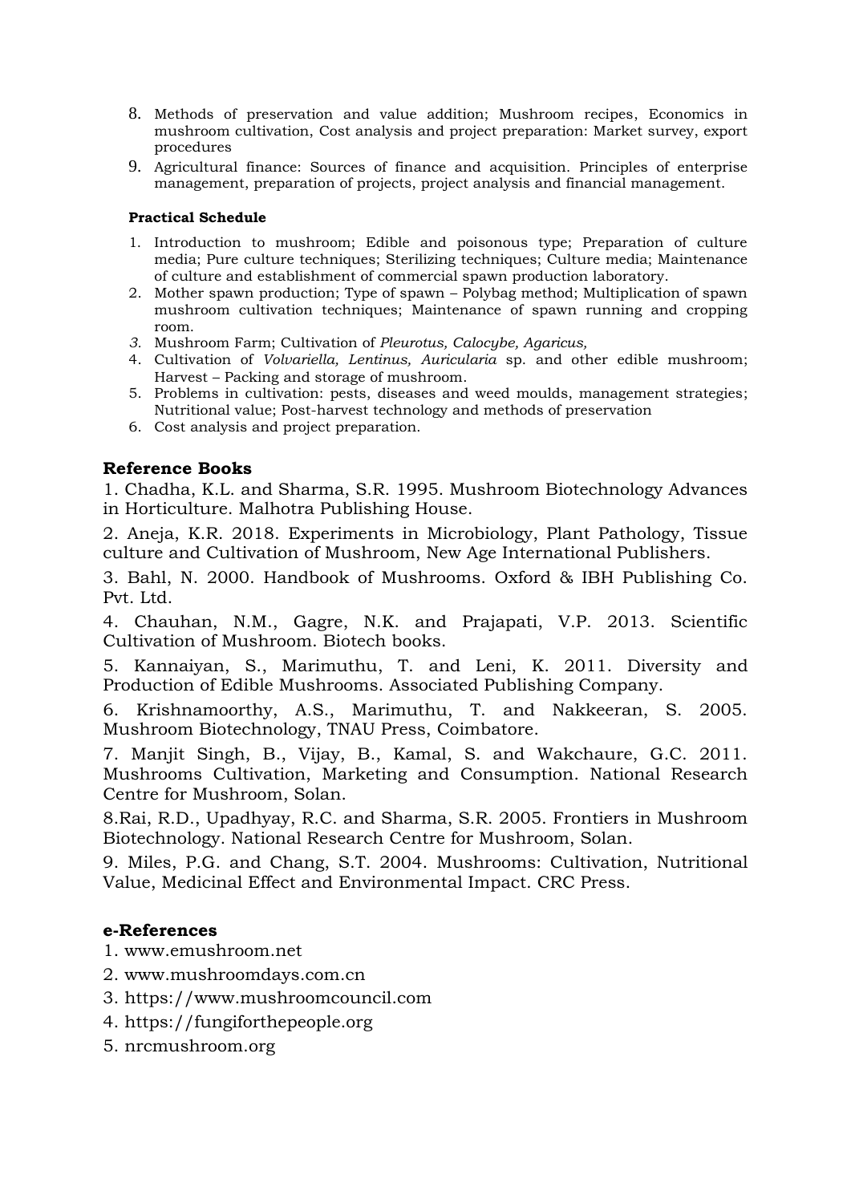8. Methods of preservation and value addition; Mushroom recipes, Economics in mushroom cultivation, Cost analysis and project preparation: Market survey, export procedures
9. Agricultural finance: Sources of finance and acquisition. Principles of enterprise management, preparation of projects, project analysis and financial management.

#### Practical Schedule

1. Introduction to mushroom; Edible and poisonous type; Preparation of culture media; Pure culture techniques; Sterilizing techniques; Culture media; Maintenance of culture and establishment of commercial spawn production laboratory.
2. Mother spawn production; Type of spawn – Polybag method; Multiplication of spawn mushroom cultivation techniques; Maintenance of spawn running and cropping room.
3. Mushroom Farm; Cultivation of *Pleurotus, Calocybe, Agaricus,*
4. Cultivation of *Volvariella, Lentinus, Auricularia* sp. and other edible mushroom; Harvest – Packing and storage of mushroom.
5. Problems in cultivation: pests, diseases and weed moulds, management strategies; Nutritional value; Post-harvest technology and methods of preservation
6. Cost analysis and project preparation.

### Reference Books

1. Chadha, K.L. and Sharma, S.R. 1995. Mushroom Biotechnology Advances in Horticulture. Malhotra Publishing House.

2. Aneja, K.R. 2018. Experiments in Microbiology, Plant Pathology, Tissue culture and Cultivation of Mushroom, New Age International Publishers.

3. Bahl, N. 2000. Handbook of Mushrooms. Oxford & IBH Publishing Co. Pvt. Ltd.

4. Chauhan, N.M., Gagre, N.K. and Prajapati, V.P. 2013. Scientific Cultivation of Mushroom. Biotech books.

5. Kannaiyan, S., Marimuthu, T. and Leni, K. 2011. Diversity and Production of Edible Mushrooms. Associated Publishing Company.

6. Krishnamoorthy, A.S., Marimuthu, T. and Nakkeeran, S. 2005. Mushroom Biotechnology, TNAU Press, Coimbatore.

7. Manjit Singh, B., Vijay, B., Kamal, S. and Wakchaure, G.C. 2011. Mushrooms Cultivation, Marketing and Consumption. National Research Centre for Mushroom, Solan.

8.Rai, R.D., Upadhyay, R.C. and Sharma, S.R. 2005. Frontiers in Mushroom Biotechnology. National Research Centre for Mushroom, Solan.

9. Miles, P.G. and Chang, S.T. 2004. Mushrooms: Cultivation, Nutritional Value, Medicinal Effect and Environmental Impact. CRC Press.

### e-References

1. www.emushroom.net
2. www.mushroomdays.com.cn
3. https://www.mushroomcouncil.com
4. https://fungiforthepeople.org
5. nrcmushroom.org